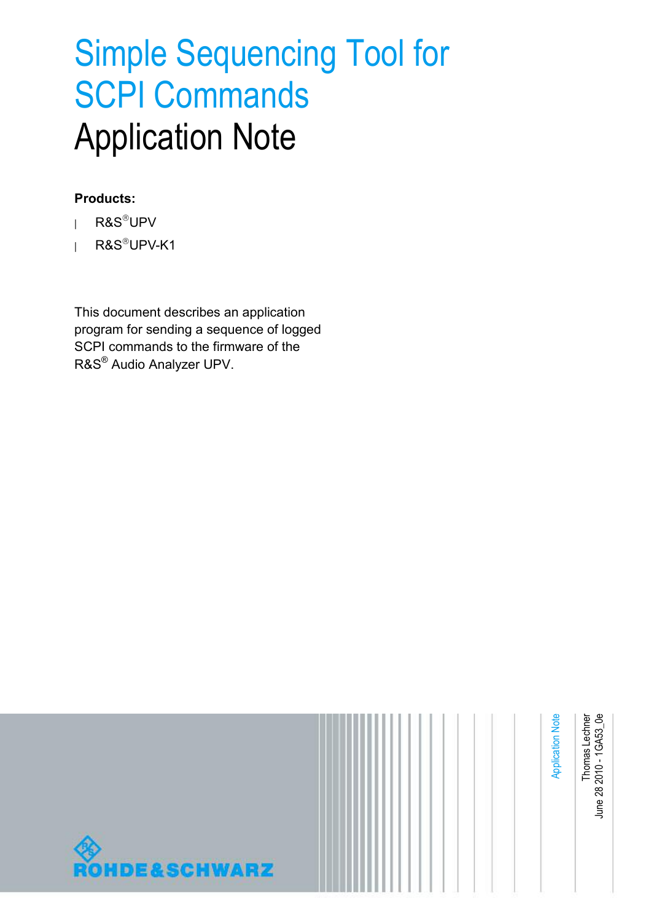# Simple Sequencing Tool for SCPI Commands
# Application Note

**Products:**

- R&S®UPV
- R&S®UPV-K1

This document describes an application program for sending a sequence of logged SCPI commands to the firmware of the R&S® Audio Analyzer UPV.

Application Note

Thomas Lechner
June 28 2010 - 1GA53_0e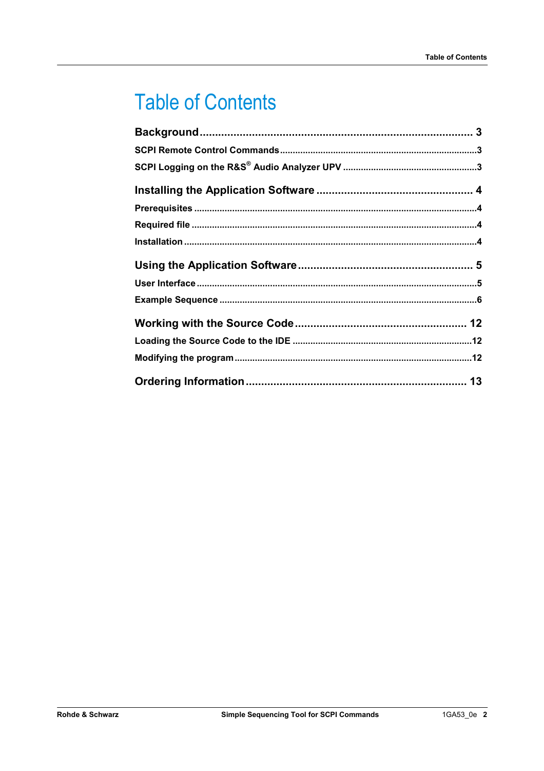# Table of Contents

**Background** ........................................................................................ 3

SCPI Remote Control Commands ............................................................................3

SCPI Logging on the R&S® Audio Analyzer UPV ....................................................3

**Installing the Application Software** .................................................. 4

Prerequisites .............................................................................................................4

Required file ..............................................................................................................4

Installation .................................................................................................................4

**Using the Application Software** ........................................................ 5

User Interface .............................................................................................................5

Example Sequence ....................................................................................................6

**Working with the Source Code** ....................................................... 12

Loading the Source Code to the IDE ......................................................................12

Modifying the program ............................................................................................12

**Ordering Information** ...................................................................... 13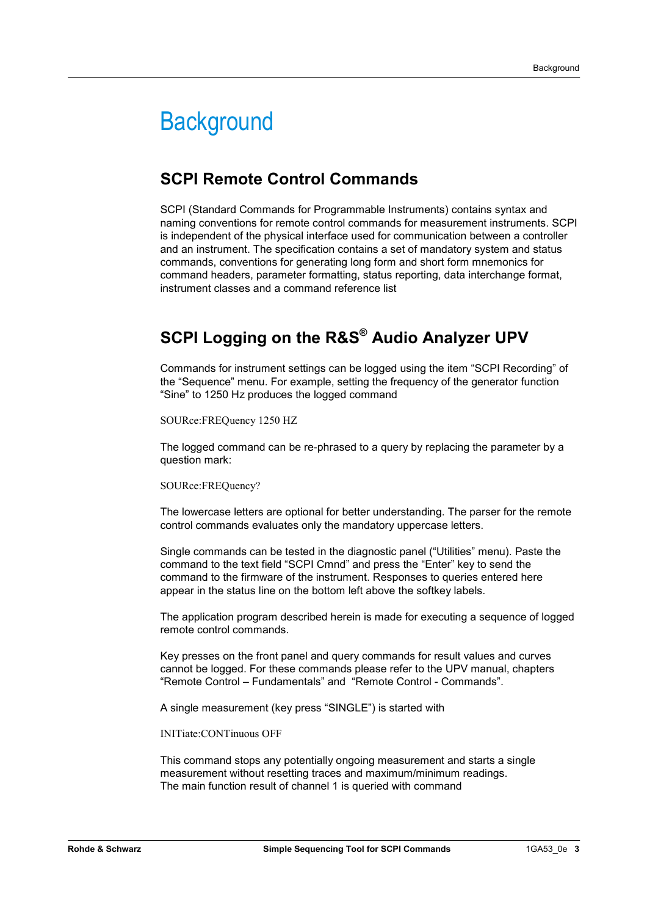# Background

## SCPI Remote Control Commands

SCPI (Standard Commands for Programmable Instruments) contains syntax and naming conventions for remote control commands for measurement instruments. SCPI is independent of the physical interface used for communication between a controller and an instrument. The specification contains a set of mandatory system and status commands, conventions for generating long form and short form mnemonics for command headers, parameter formatting, status reporting, data interchange format, instrument classes and a command reference list

## SCPI Logging on the R&S® Audio Analyzer UPV

Commands for instrument settings can be logged using the item “SCPI Recording” of the “Sequence” menu. For example, setting the frequency of the generator function “Sine” to 1250 Hz produces the logged command

```
SOURce:FREQuency 1250 HZ
```

The logged command can be re-phrased to a query by replacing the parameter by a question mark:

```
SOURce:FREQuency?
```

The lowercase letters are optional for better understanding. The parser for the remote control commands evaluates only the mandatory uppercase letters.

Single commands can be tested in the diagnostic panel (“Utilities” menu). Paste the command to the text field “SCPI Cmnd” and press the “Enter” key to send the command to the firmware of the instrument. Responses to queries entered here appear in the status line on the bottom left above the softkey labels.

The application program described herein is made for executing a sequence of logged remote control commands.

Key presses on the front panel and query commands for result values and curves cannot be logged. For these commands please refer to the UPV manual, chapters “Remote Control – Fundamentals” and “Remote Control - Commands”.

A single measurement (key press “SINGLE”) is started with

```
INITiate:CONTinuous OFF
```

This command stops any potentially ongoing measurement and starts a single measurement without resetting traces and maximum/minimum readings.
The main function result of channel 1 is queried with command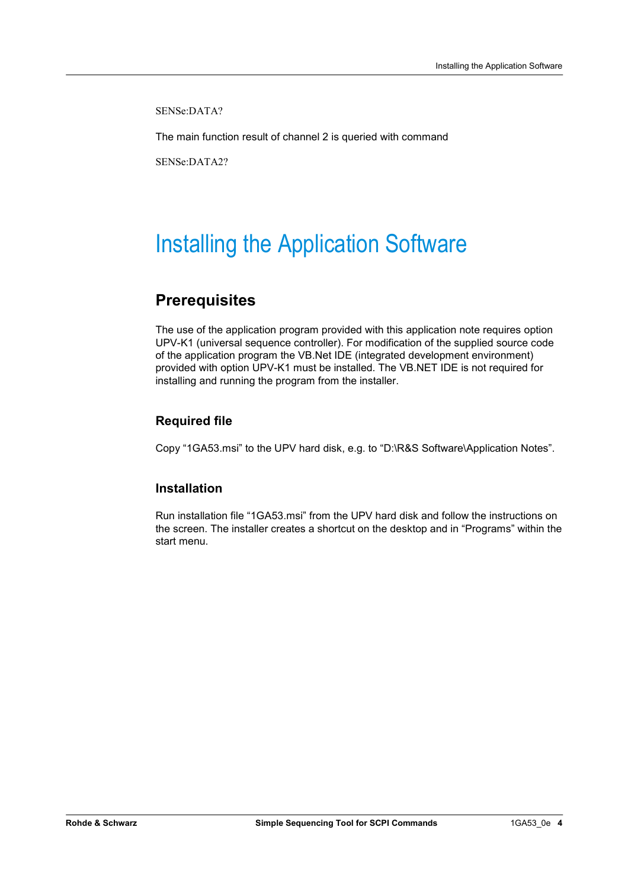SENSe:DATA?

The main function result of channel 2 is queried with command

SENSe:DATA2?

# Installing the Application Software

## Prerequisites

The use of the application program provided with this application note requires option UPV-K1 (universal sequence controller). For modification of the supplied source code of the application program the VB.Net IDE (integrated development environment) provided with option UPV-K1 must be installed. The VB.NET IDE is not required for installing and running the program from the installer.

### Required file

Copy “1GA53.msi” to the UPV hard disk, e.g. to “D:\R&S Software\Application Notes”.

### Installation

Run installation file “1GA53.msi” from the UPV hard disk and follow the instructions on the screen. The installer creates a shortcut on the desktop and in “Programs” within the start menu.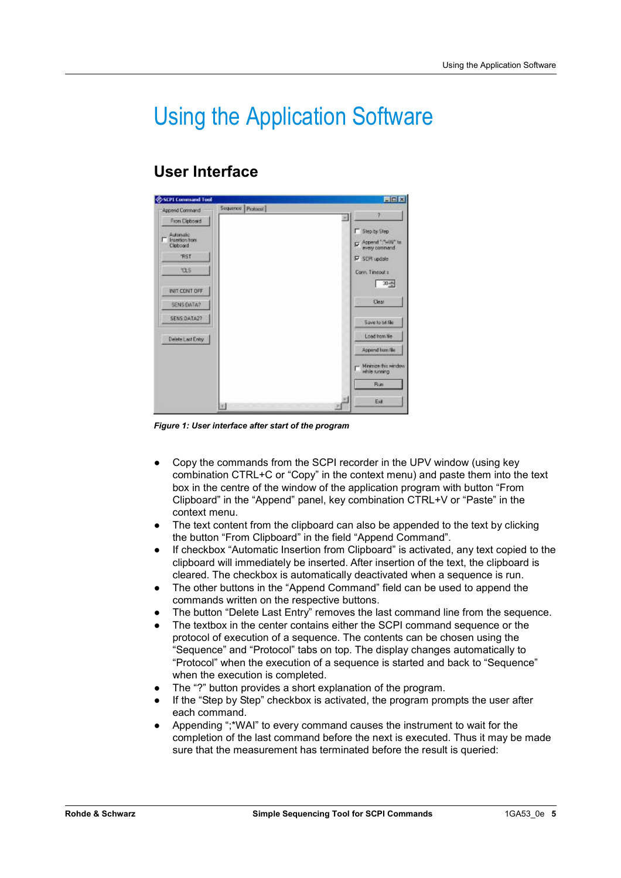# Using the Application Software

## User Interface

*Figure 1: User interface after start of the program*

- Copy the commands from the SCPI recorder in the UPV window (using key combination CTRL+C or “Copy” in the context menu) and paste them into the text box in the centre of the window of the application program with button “From Clipboard” in the “Append” panel, key combination CTRL+V or “Paste” in the context menu.
- The text content from the clipboard can also be appended to the text by clicking the button “From Clipboard” in the field “Append Command”.
- If checkbox “Automatic Insertion from Clipboard” is activated, any text copied to the clipboard will immediately be inserted. After insertion of the text, the clipboard is cleared. The checkbox is automatically deactivated when a sequence is run.
- The other buttons in the “Append Command” field can be used to append the commands written on the respective buttons.
- The button “Delete Last Entry” removes the last command line from the sequence.
- The textbox in the center contains either the SCPI command sequence or the protocol of execution of a sequence. The contents can be chosen using the “Sequence” and “Protocol” tabs on top. The display changes automatically to “Protocol” when the execution of a sequence is started and back to “Sequence” when the execution is completed.
- The “?” button provides a short explanation of the program.
- If the “Step by Step” checkbox is activated, the program prompts the user after each command.
- Appending “;*WAI” to every command causes the instrument to wait for the completion of the last command before the next is executed. Thus it may be made sure that the measurement has terminated before the result is queried: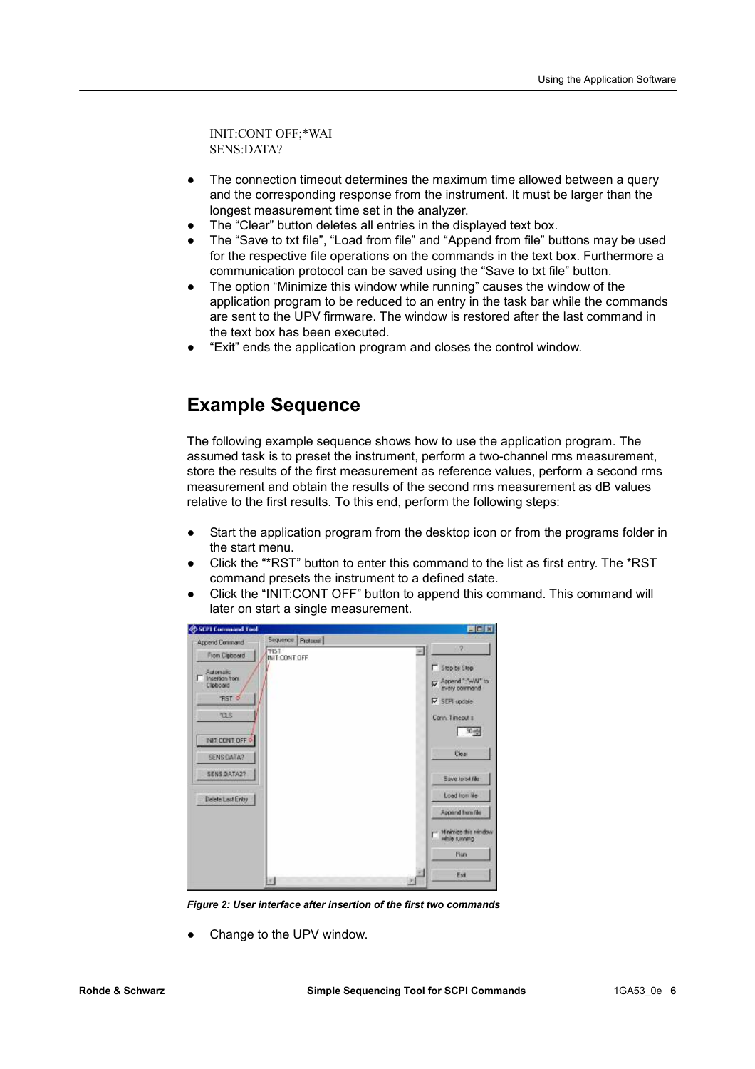```
INIT:CONT OFF;*WAI
SENS:DATA?
```

- The connection timeout determines the maximum time allowed between a query and the corresponding response from the instrument. It must be larger than the longest measurement time set in the analyzer.
- The "Clear" button deletes all entries in the displayed text box.
- The "Save to txt file", "Load from file" and "Append from file" buttons may be used for the respective file operations on the commands in the text box. Furthermore a communication protocol can be saved using the "Save to txt file" button.
- The option "Minimize this window while running" causes the window of the application program to be reduced to an entry in the task bar while the commands are sent to the UPV firmware. The window is restored after the last command in the text box has been executed.
- "Exit" ends the application program and closes the control window.

## Example Sequence

The following example sequence shows how to use the application program. The assumed task is to preset the instrument, perform a two-channel rms measurement, store the results of the first measurement as reference values, perform a second rms measurement and obtain the results of the second rms measurement as dB values relative to the first results. To this end, perform the following steps:

- Start the application program from the desktop icon or from the programs folder in the start menu.
- Click the "*RST" button to enter this command to the list as first entry. The *RST command presets the instrument to a defined state.
- Click the "INIT:CONT OFF" button to append this command. This command will later on start a single measurement.

*Figure 2: User interface after insertion of the first two commands*

- Change to the UPV window.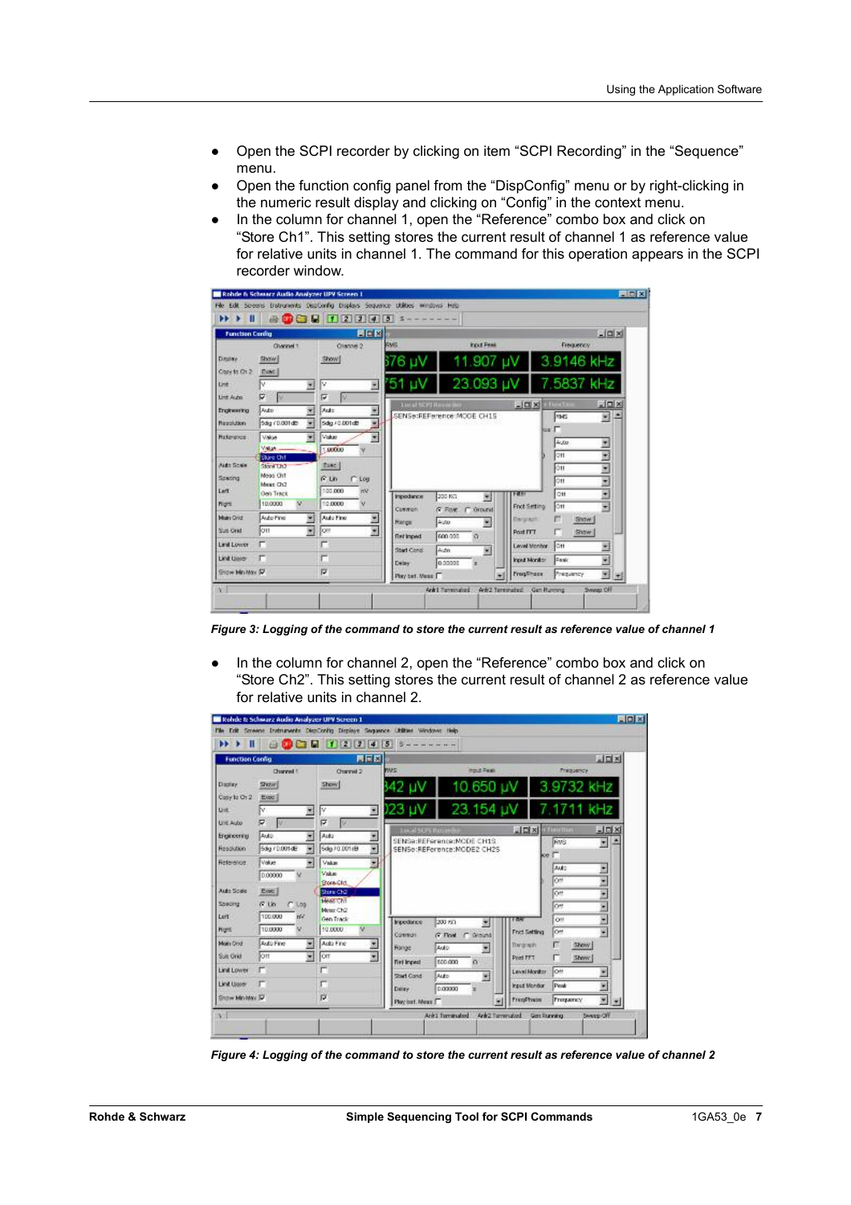- Open the SCPI recorder by clicking on item “SCPI Recording” in the “Sequence” menu.
- Open the function config panel from the “DispConfig” menu or by right-clicking in the numeric result display and clicking on “Config” in the context menu.
- In the column for channel 1, open the “Reference” combo box and click on “Store Ch1”. This setting stores the current result of channel 1 as reference value for relative units in channel 1. The command for this operation appears in the SCPI recorder window.

*Figure 3: Logging of the command to store the current result as reference value of channel 1*

- In the column for channel 2, open the “Reference” combo box and click on “Store Ch2”. This setting stores the current result of channel 2 as reference value for relative units in channel 2.

*Figure 4: Logging of the command to store the current result as reference value of channel 2*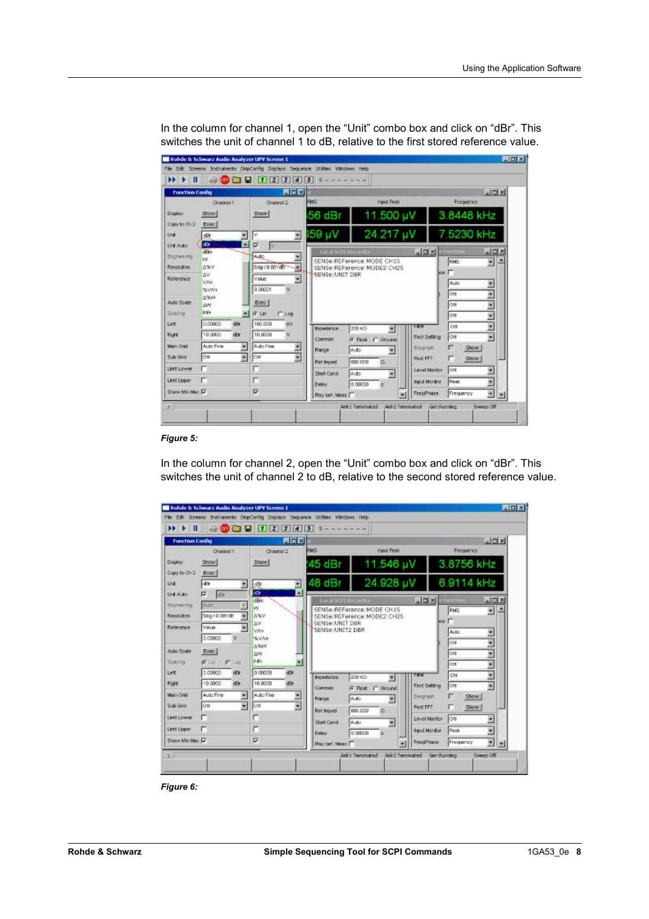In the column for channel 1, open the “Unit” combo box and click on “dBr”. This switches the unit of channel 1 to dB, relative to the first stored reference value.

***Figure 5:***

In the column for channel 2, open the “Unit” combo box and click on “dBr”. This switches the unit of channel 2 to dB, relative to the second stored reference value.

***Figure 6:***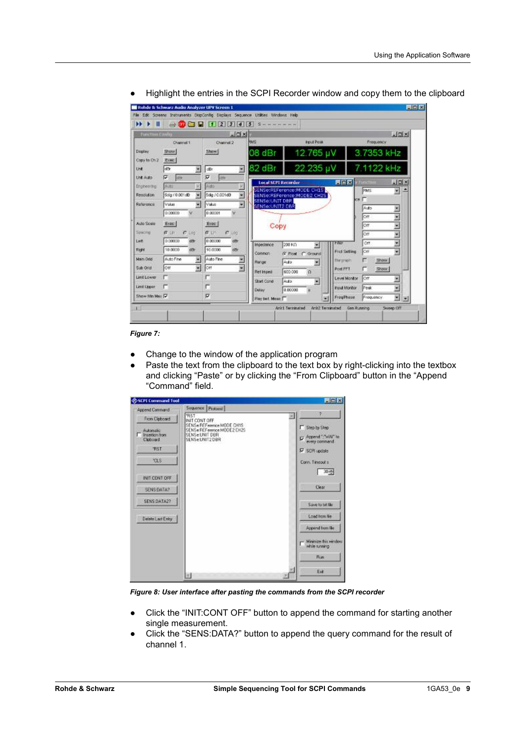- Highlight the entries in the SCPI Recorder window and copy them to the clipboard

*Figure 7:*

- Change to the window of the application program
- Paste the text from the clipboard to the text box by right-clicking into the textbox and clicking “Paste” or by clicking the “From Clipboard” button in the “Append “Command” field.

*Figure 8: User interface after pasting the commands from the SCPI recorder*

- Click the “INIT:CONT OFF” button to append the command for starting another single measurement.
- Click the “SENS:DATA?” button to append the query command for the result of channel 1.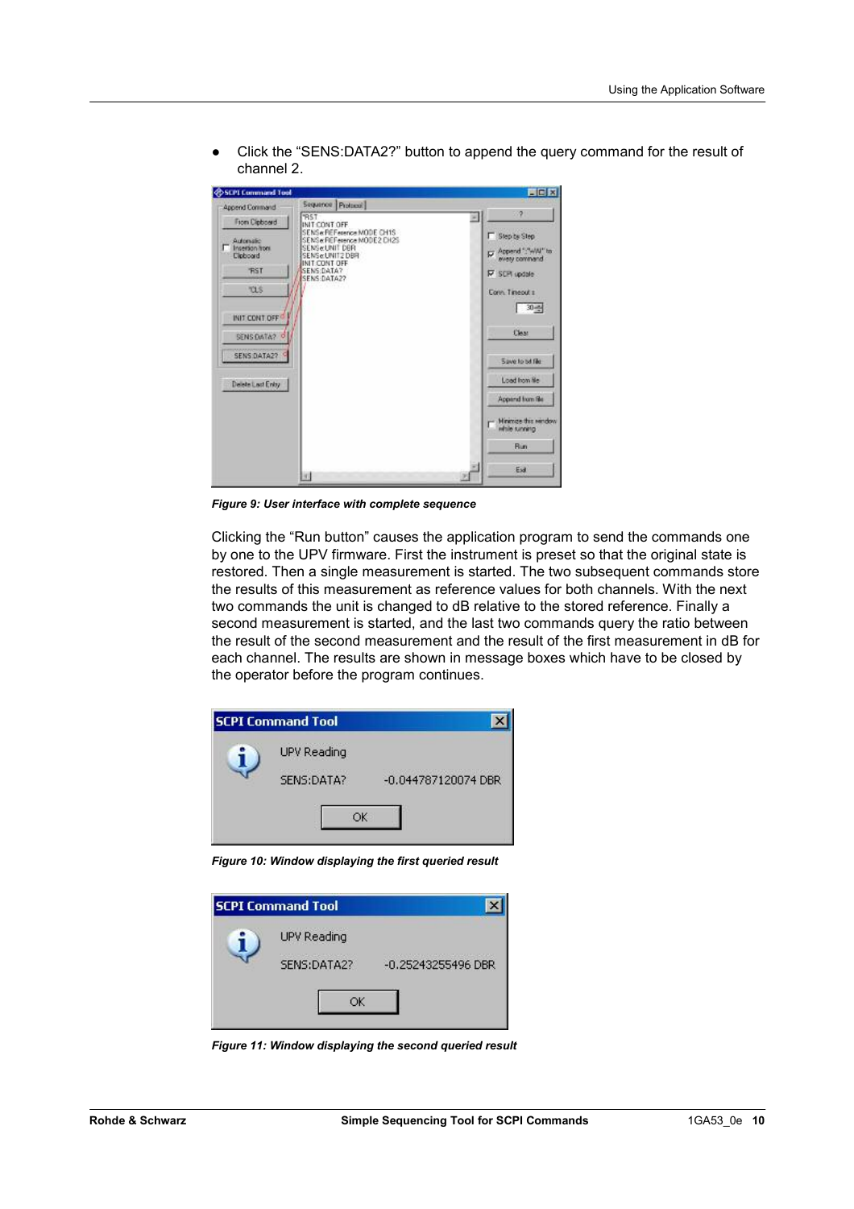- Click the "SENS:DATA2?" button to append the query command for the result of channel 2.

*Figure 9: User interface with complete sequence*

Clicking the "Run button" causes the application program to send the commands one by one to the UPV firmware. First the instrument is preset so that the original state is restored. Then a single measurement is started. The two subsequent commands store the results of this measurement as reference values for both channels. With the next two commands the unit is changed to dB relative to the stored reference. Finally a second measurement is started, and the last two commands query the ratio between the result of the second measurement and the result of the first measurement in dB for each channel. The results are shown in message boxes which have to be closed by the operator before the program continues.

*Figure 10: Window displaying the first queried result*

*Figure 11: Window displaying the second queried result*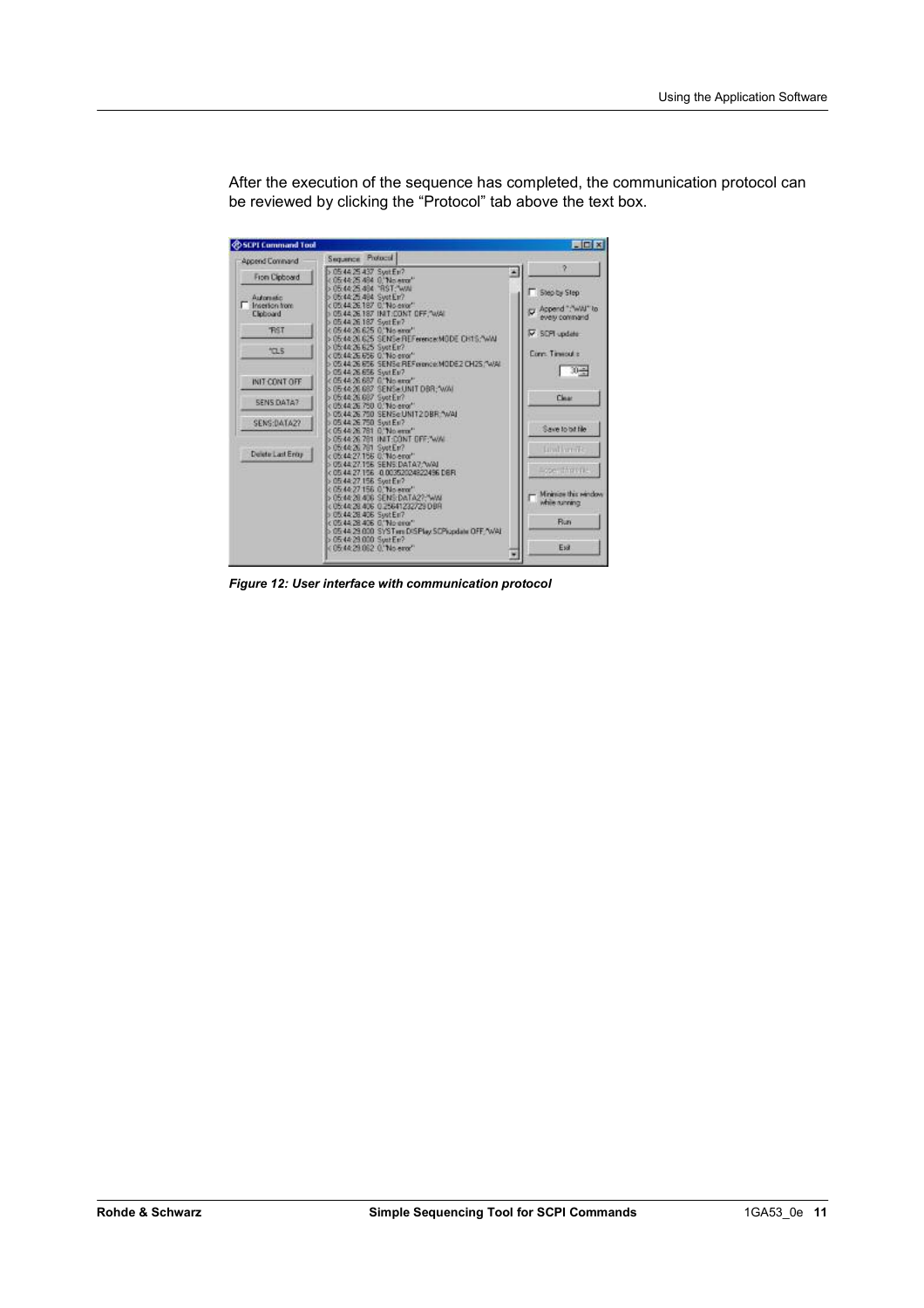After the execution of the sequence has completed, the communication protocol can be reviewed by clicking the “Protocol” tab above the text box.

*Figure 12: User interface with communication protocol*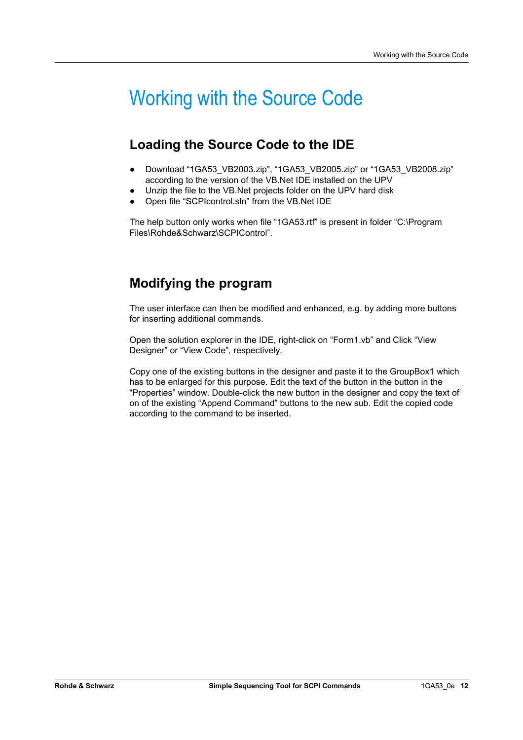# Working with the Source Code

## Loading the Source Code to the IDE

- Download “1GA53_VB2003.zip”, “1GA53_VB2005.zip” or “1GA53_VB2008.zip” according to the version of the VB.Net IDE installed on the UPV
- Unzip the file to the VB.Net projects folder on the UPV hard disk
- Open file “SCPIcontrol.sln” from the VB.Net IDE

The help button only works when file “1GA53.rtf” is present in folder “C:\Program Files\Rohde&Schwarz\SCPIControl”.

## Modifying the program

The user interface can then be modified and enhanced, e.g. by adding more buttons for inserting additional commands.

Open the solution explorer in the IDE, right-click on “Form1.vb” and Click “View Designer” or “View Code”, respectively.

Copy one of the existing buttons in the designer and paste it to the GroupBox1 which has to be enlarged for this purpose. Edit the text of the button in the button in the “Properties” window. Double-click the new button in the designer and copy the text of on of the existing “Append Command” buttons to the new sub. Edit the copied code according to the command to be inserted.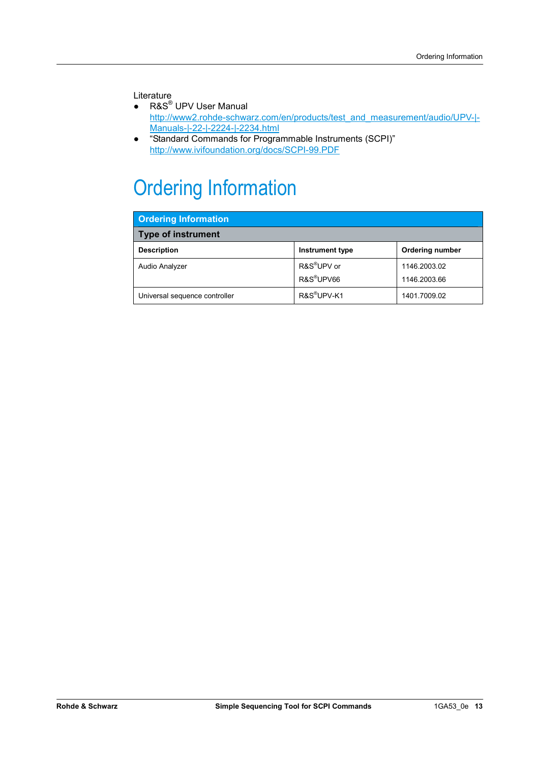Literature

- R&S® UPV User Manual
  http://www2.rohde-schwarz.com/en/products/test_and_measurement/audio/UPV-|-Manuals-|-22-|-2224-|-2234.html
- "Standard Commands for Programmable Instruments (SCPI)"
  http://www.ivifoundation.org/docs/SCPI-99.PDF

# Ordering Information

| **Ordering Information** | | |
|---|---|---|
| **Type of instrument** | | |
| **Description** | **Instrument type** | **Ordering number** |
| Audio Analyzer | R&S®UPV or<br>R&S®UPV66 | 1146.2003.02<br>1146.2003.66 |
| Universal sequence controller | R&S®UPV-K1 | 1401.7009.02 |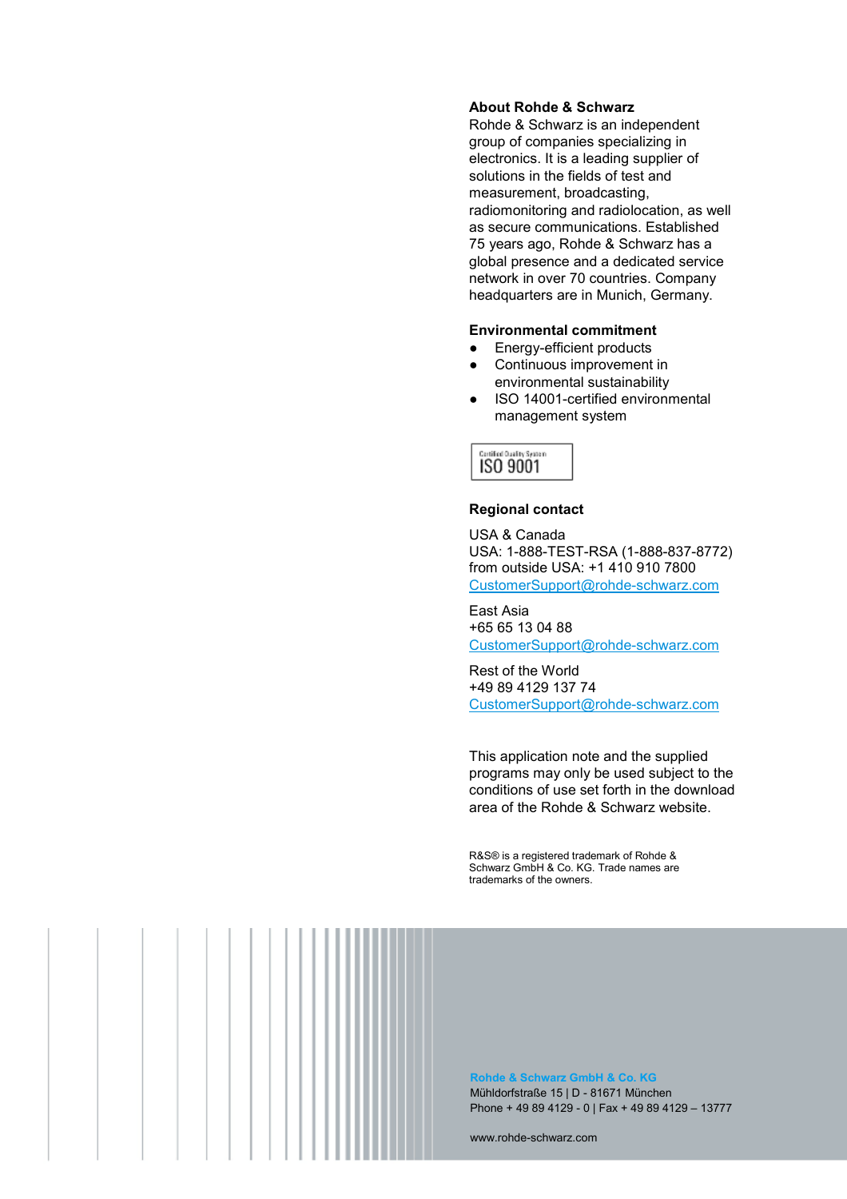**About Rohde & Schwarz**
Rohde & Schwarz is an independent group of companies specializing in electronics. It is a leading supplier of solutions in the fields of test and measurement, broadcasting, radiomonitoring and radiolocation, as well as secure communications. Established 75 years ago, Rohde & Schwarz has a global presence and a dedicated service network in over 70 countries. Company headquarters are in Munich, Germany.

**Environmental commitment**

- Energy-efficient products
- Continuous improvement in environmental sustainability
- ISO 14001-certified environmental management system

Certified Quality System
ISO 9001

**Regional contact**

USA & Canada
USA: 1-888-TEST-RSA (1-888-837-8772)
from outside USA: +1 410 910 7800
CustomerSupport@rohde-schwarz.com

East Asia
+65 65 13 04 88
CustomerSupport@rohde-schwarz.com

Rest of the World
+49 89 4129 137 74
CustomerSupport@rohde-schwarz.com

This application note and the supplied programs may only be used subject to the conditions of use set forth in the download area of the Rohde & Schwarz website.

R&S® is a registered trademark of Rohde & Schwarz GmbH & Co. KG. Trade names are trademarks of the owners.

**Rohde & Schwarz GmbH & Co. KG**
Mühldorfstraße 15 | D - 81671 München
Phone + 49 89 4129 - 0 | Fax + 49 89 4129 – 13777

www.rohde-schwarz.com